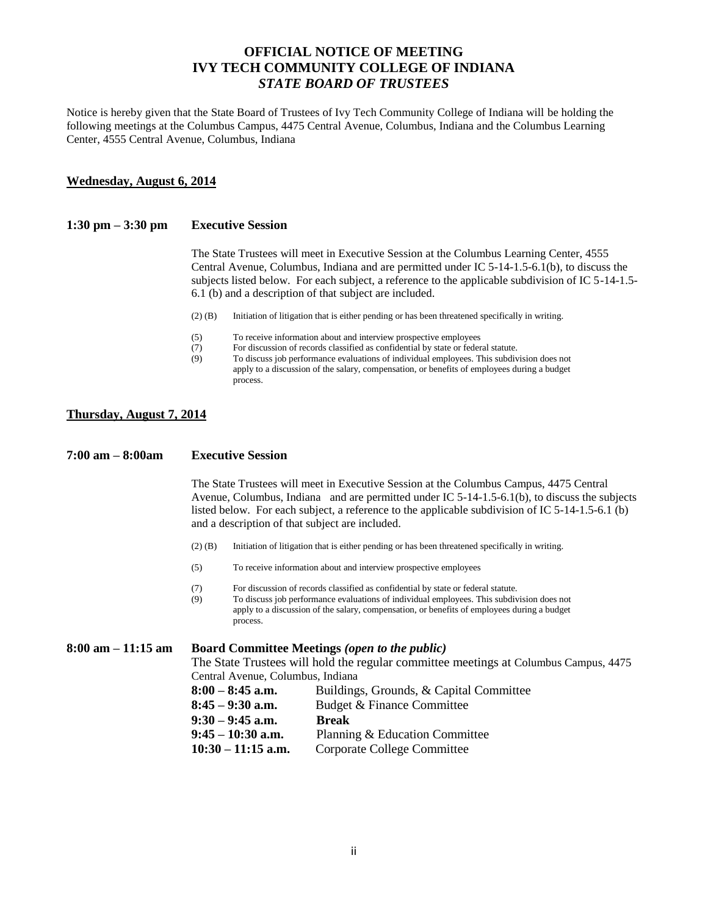# OFFICIAL NOTICE OF MEETING
# IVY TECH COMMUNITY COLLEGE OF INDIANA
## *STATE BOARD OF TRUSTEES*

Notice is hereby given that the State Board of Trustees of Ivy Tech Community College of Indiana will be holding the following meetings at the Columbus Campus, 4475 Central Avenue, Columbus, Indiana and the Columbus Learning Center, 4555 Central Avenue, Columbus, Indiana

**Wednesday, August 6, 2014**

**1:30 pm – 3:30 pm Executive Session**

The State Trustees will meet in Executive Session at the Columbus Learning Center, 4555 Central Avenue, Columbus, Indiana and are permitted under IC 5-14-1.5-6.1(b), to discuss the subjects listed below. For each subject, a reference to the applicable subdivision of IC 5-14-1.5-6.1 (b) and a description of that subject are included.

- (2) (B) Initiation of litigation that is either pending or has been threatened specifically in writing.
- (5) To receive information about and interview prospective employees
- (7) For discussion of records classified as confidential by state or federal statute.
- (9) To discuss job performance evaluations of individual employees. This subdivision does not apply to a discussion of the salary, compensation, or benefits of employees during a budget process.

**Thursday, August 7, 2014**

**7:00 am – 8:00am Executive Session**

The State Trustees will meet in Executive Session at the Columbus Campus, 4475 Central Avenue, Columbus, Indiana and are permitted under IC 5-14-1.5-6.1(b), to discuss the subjects listed below. For each subject, a reference to the applicable subdivision of IC 5-14-1.5-6.1 (b) and a description of that subject are included.

- (2) (B) Initiation of litigation that is either pending or has been threatened specifically in writing.
- (5) To receive information about and interview prospective employees
- (7) For discussion of records classified as confidential by state or federal statute.
- (9) To discuss job performance evaluations of individual employees. This subdivision does not apply to a discussion of the salary, compensation, or benefits of employees during a budget process.

**8:00 am – 11:15 am Board Committee Meetings *(open to the public)***

The State Trustees will hold the regular committee meetings at Columbus Campus, 4475 Central Avenue, Columbus, Indiana

| | |
|---|---|
| **8:00 – 8:45 a.m.** | Buildings, Grounds, & Capital Committee |
| **8:45 – 9:30 a.m.** | Budget & Finance Committee |
| **9:30 – 9:45 a.m.** | **Break** |
| **9:45 – 10:30 a.m.** | Planning & Education Committee |
| **10:30 – 11:15 a.m.** | Corporate College Committee |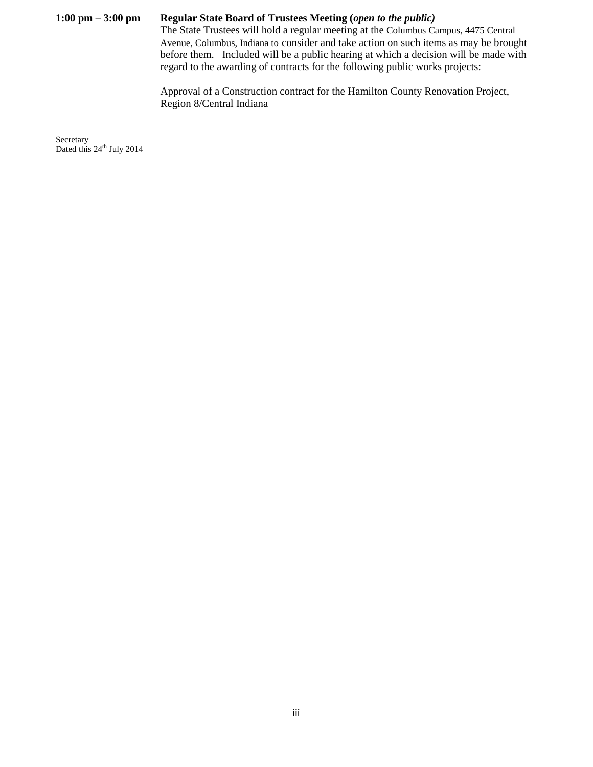**1:00 pm – 3:00 pm** **Regular State Board of Trustees Meeting (*open to the public)***

The State Trustees will hold a regular meeting at the Columbus Campus, 4475 Central Avenue, Columbus, Indiana to consider and take action on such items as may be brought before them. Included will be a public hearing at which a decision will be made with regard to the awarding of contracts for the following public works projects:

Approval of a Construction contract for the Hamilton County Renovation Project, Region 8/Central Indiana

Secretary
Dated this 24th July 2014